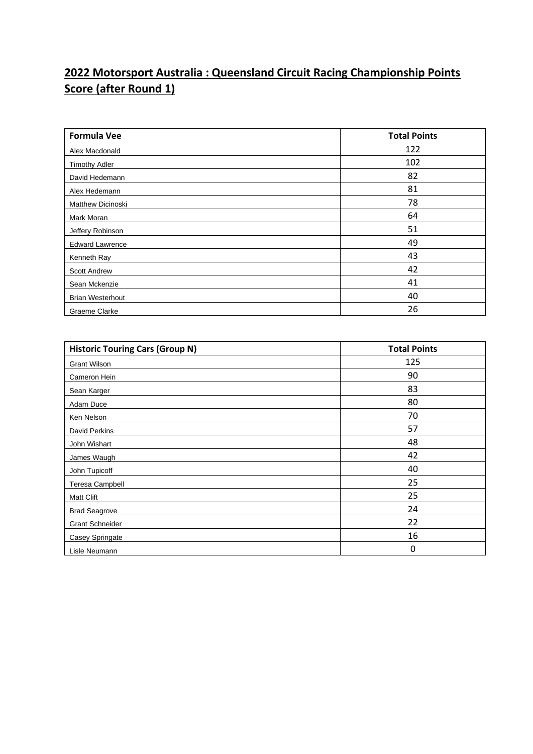# 2022 Motorsport Australia : Queensland Circuit Racing Championship Points Score (after Round 1)

| Formula Vee | Total Points |
|---|---|
| Alex Macdonald | 122 |
| Timothy Adler | 102 |
| David Hedemann | 82 |
| Alex Hedemann | 81 |
| Matthew Dicinoski | 78 |
| Mark Moran | 64 |
| Jeffery Robinson | 51 |
| Edward Lawrence | 49 |
| Kenneth Ray | 43 |
| Scott Andrew | 42 |
| Sean Mckenzie | 41 |
| Brian Westerhout | 40 |
| Graeme Clarke | 26 |

| Historic Touring Cars (Group N) | Total Points |
|---|---|
| Grant Wilson | 125 |
| Cameron Hein | 90 |
| Sean Karger | 83 |
| Adam Duce | 80 |
| Ken Nelson | 70 |
| David Perkins | 57 |
| John Wishart | 48 |
| James Waugh | 42 |
| John Tupicoff | 40 |
| Teresa Campbell | 25 |
| Matt Clift | 25 |
| Brad Seagrove | 24 |
| Grant Schneider | 22 |
| Casey Springate | 16 |
| Lisle Neumann | 0 |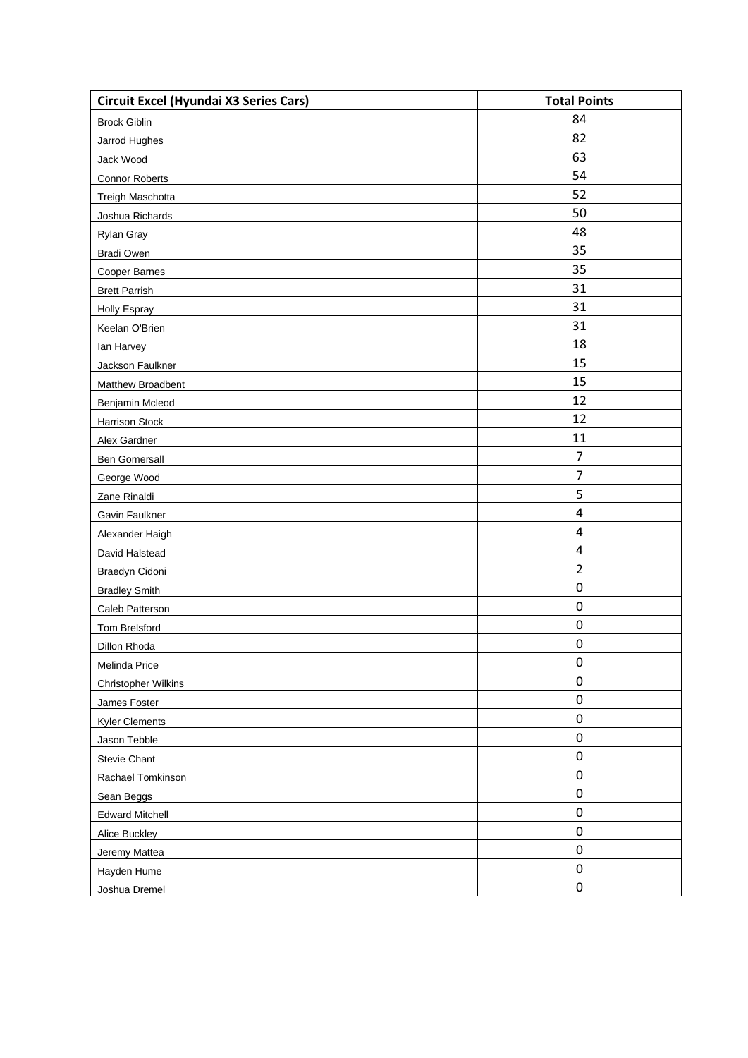| Circuit Excel (Hyundai X3 Series Cars) | Total Points |
|---|---|
| Brock Giblin | 84 |
| Jarrod Hughes | 82 |
| Jack Wood | 63 |
| Connor Roberts | 54 |
| Treigh Maschotta | 52 |
| Joshua Richards | 50 |
| Rylan Gray | 48 |
| Bradi Owen | 35 |
| Cooper Barnes | 35 |
| Brett Parrish | 31 |
| Holly Espray | 31 |
| Keelan O'Brien | 31 |
| Ian Harvey | 18 |
| Jackson Faulkner | 15 |
| Matthew Broadbent | 15 |
| Benjamin Mcleod | 12 |
| Harrison Stock | 12 |
| Alex Gardner | 11 |
| Ben Gomersall | 7 |
| George Wood | 7 |
| Zane Rinaldi | 5 |
| Gavin Faulkner | 4 |
| Alexander Haigh | 4 |
| David Halstead | 4 |
| Braedyn Cidoni | 2 |
| Bradley Smith | 0 |
| Caleb Patterson | 0 |
| Tom Brelsford | 0 |
| Dillon Rhoda | 0 |
| Melinda Price | 0 |
| Christopher Wilkins | 0 |
| James Foster | 0 |
| Kyler Clements | 0 |
| Jason Tebble | 0 |
| Stevie Chant | 0 |
| Rachael Tomkinson | 0 |
| Sean Beggs | 0 |
| Edward Mitchell | 0 |
| Alice Buckley | 0 |
| Jeremy Mattea | 0 |
| Hayden Hume | 0 |
| Joshua Dremel | 0 |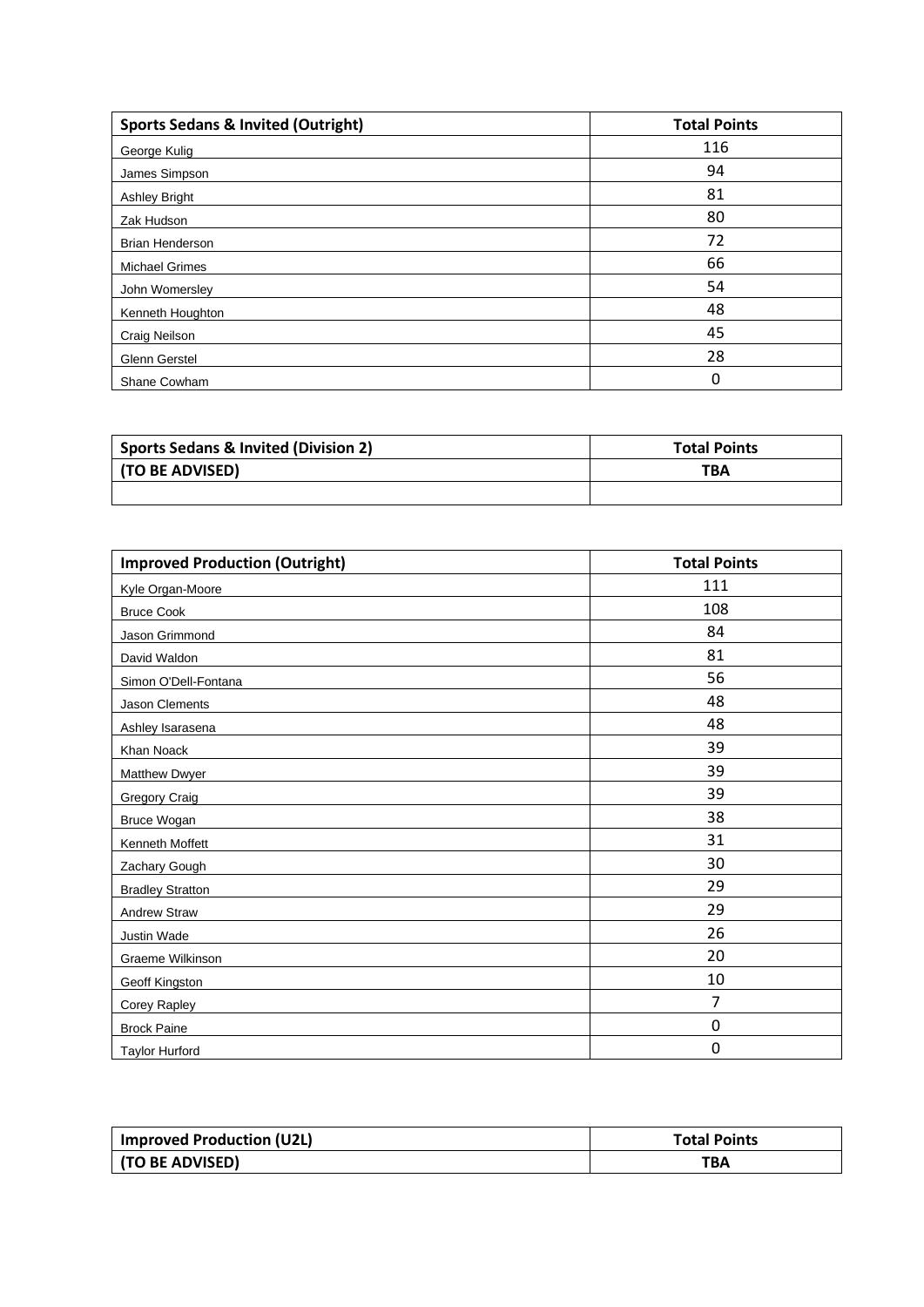| Sports Sedans & Invited (Outright) | Total Points |
|---|---|
| George Kulig | 116 |
| James Simpson | 94 |
| Ashley Bright | 81 |
| Zak Hudson | 80 |
| Brian Henderson | 72 |
| Michael Grimes | 66 |
| John Womersley | 54 |
| Kenneth Houghton | 48 |
| Craig Neilson | 45 |
| Glenn Gerstel | 28 |
| Shane Cowham | 0 |

| Sports Sedans & Invited (Division 2) | Total Points |
|---|---|
| (TO BE ADVISED) | TBA |
| | |

| Improved Production (Outright) | Total Points |
|---|---|
| Kyle Organ-Moore | 111 |
| Bruce Cook | 108 |
| Jason Grimmond | 84 |
| David Waldon | 81 |
| Simon O'Dell-Fontana | 56 |
| Jason Clements | 48 |
| Ashley Isarasena | 48 |
| Khan Noack | 39 |
| Matthew Dwyer | 39 |
| Gregory Craig | 39 |
| Bruce Wogan | 38 |
| Kenneth Moffett | 31 |
| Zachary Gough | 30 |
| Bradley Stratton | 29 |
| Andrew Straw | 29 |
| Justin Wade | 26 |
| Graeme Wilkinson | 20 |
| Geoff Kingston | 10 |
| Corey Rapley | 7 |
| Brock Paine | 0 |
| Taylor Hurford | 0 |

| Improved Production (U2L) | Total Points |
|---|---|
| (TO BE ADVISED) | TBA |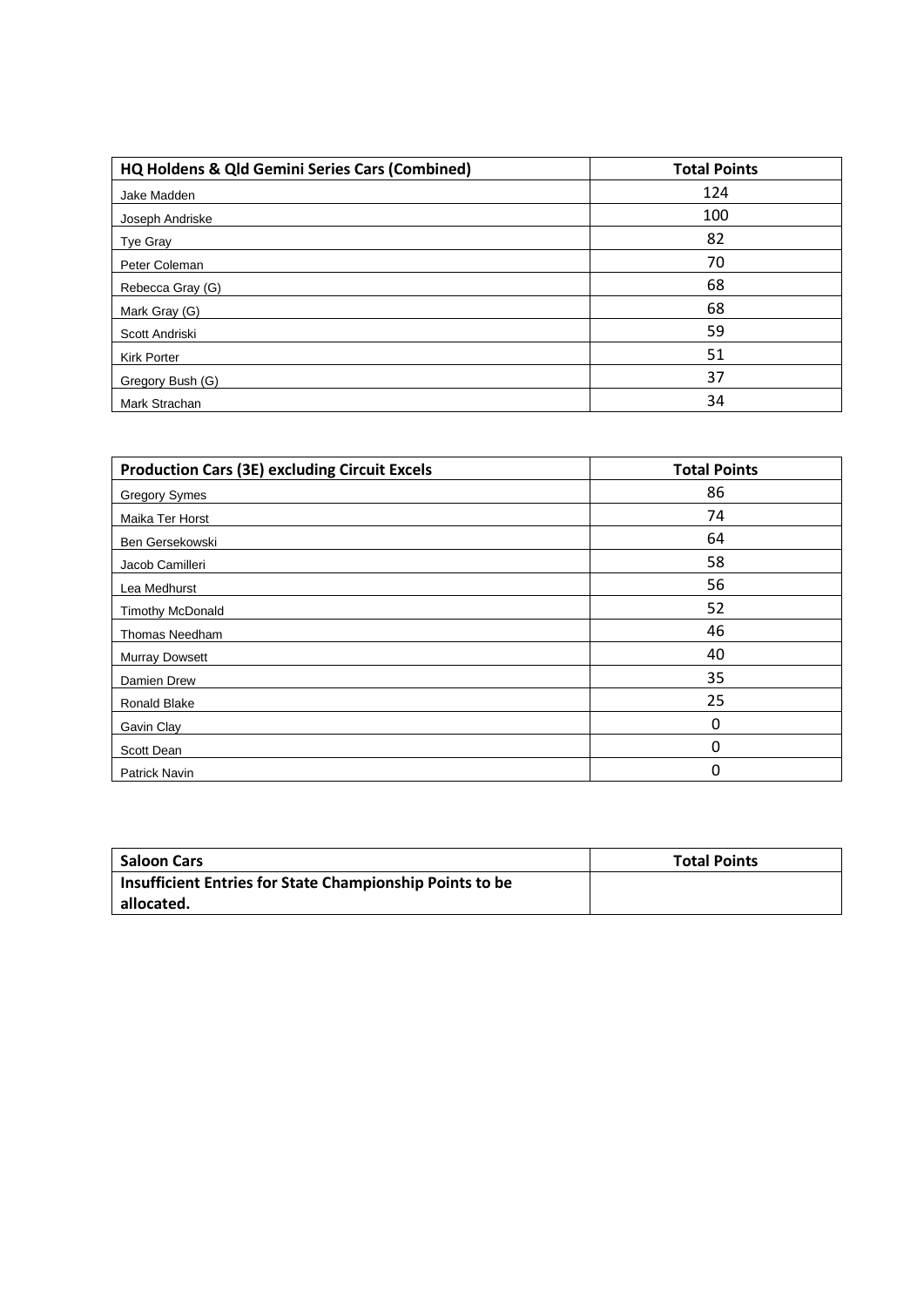| HQ Holdens & Qld Gemini Series Cars (Combined) | Total Points |
|---|---|
| Jake Madden | 124 |
| Joseph Andriske | 100 |
| Tye Gray | 82 |
| Peter Coleman | 70 |
| Rebecca Gray (G) | 68 |
| Mark Gray (G) | 68 |
| Scott Andriski | 59 |
| Kirk Porter | 51 |
| Gregory Bush (G) | 37 |
| Mark Strachan | 34 |

| Production Cars (3E) excluding Circuit Excels | Total Points |
|---|---|
| Gregory Symes | 86 |
| Maika Ter Horst | 74 |
| Ben Gersekowski | 64 |
| Jacob Camilleri | 58 |
| Lea Medhurst | 56 |
| Timothy McDonald | 52 |
| Thomas Needham | 46 |
| Murray Dowsett | 40 |
| Damien Drew | 35 |
| Ronald Blake | 25 |
| Gavin Clay | 0 |
| Scott Dean | 0 |
| Patrick Navin | 0 |

| Saloon Cars | Total Points |
|---|---|
| **Insufficient Entries for State Championship Points to be allocated.** | |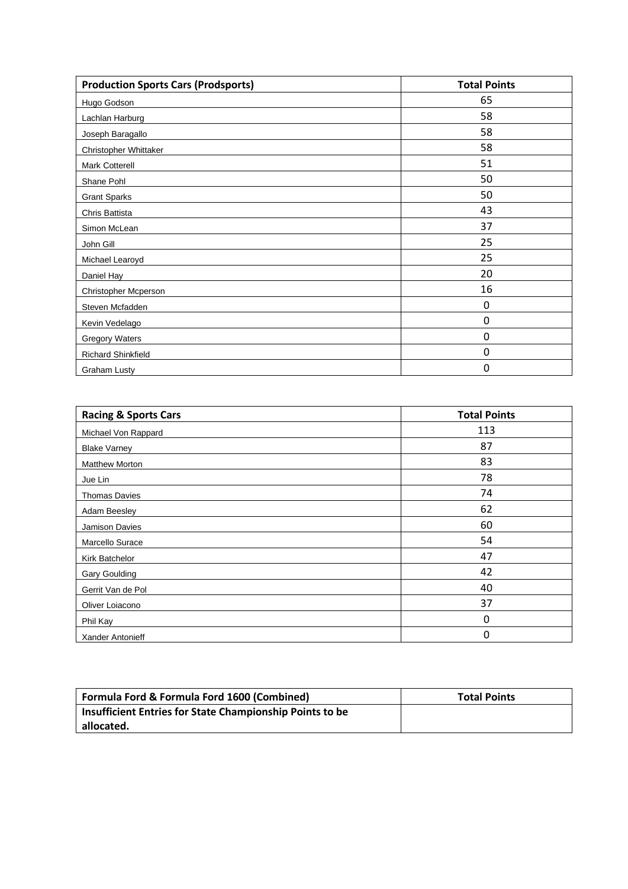| Production Sports Cars (Prodsports) | Total Points |
|---|---|
| Hugo Godson | 65 |
| Lachlan Harburg | 58 |
| Joseph Baragallo | 58 |
| Christopher Whittaker | 58 |
| Mark Cotterell | 51 |
| Shane Pohl | 50 |
| Grant Sparks | 50 |
| Chris Battista | 43 |
| Simon McLean | 37 |
| John Gill | 25 |
| Michael Learoyd | 25 |
| Daniel Hay | 20 |
| Christopher Mcperson | 16 |
| Steven Mcfadden | 0 |
| Kevin Vedelago | 0 |
| Gregory Waters | 0 |
| Richard Shinkfield | 0 |
| Graham Lusty | 0 |

| Racing & Sports Cars | Total Points |
|---|---|
| Michael Von Rappard | 113 |
| Blake Varney | 87 |
| Matthew Morton | 83 |
| Jue Lin | 78 |
| Thomas Davies | 74 |
| Adam Beesley | 62 |
| Jamison Davies | 60 |
| Marcello Surace | 54 |
| Kirk Batchelor | 47 |
| Gary Goulding | 42 |
| Gerrit Van de Pol | 40 |
| Oliver Loiacono | 37 |
| Phil Kay | 0 |
| Xander Antonieff | 0 |

| Formula Ford & Formula Ford 1600 (Combined) | Total Points |
|---|---|
| **Insufficient Entries for State Championship Points to be allocated.** | |